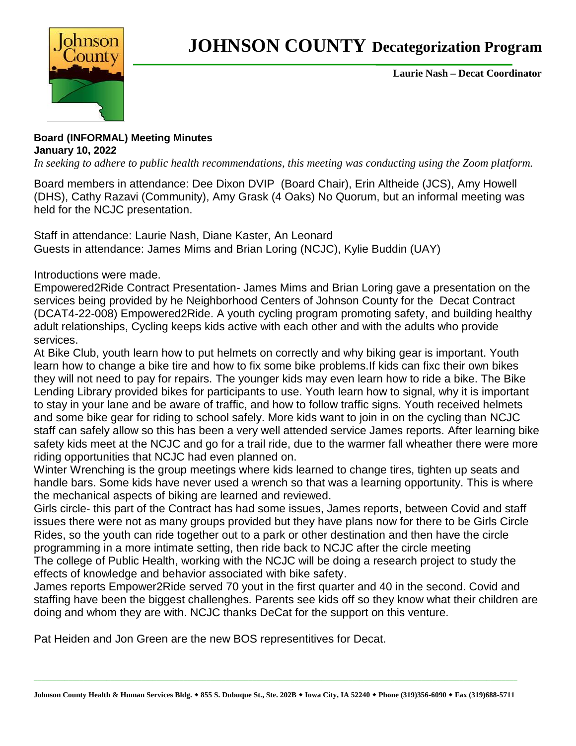# JOHNSON COUNTY Decategorization Program

**Laurie Nash – Decat Coordinator**

**Board (INFORMAL) Meeting Minutes**
**January 10, 2022**

*In seeking to adhere to public health recommendations, this meeting was conducting using the Zoom platform.*

Board members in attendance: Dee Dixon DVIP (Board Chair), Erin Altheide (JCS), Amy Howell (DHS), Cathy Razavi (Community), Amy Grask (4 Oaks) No Quorum, but an informal meeting was held for the NCJC presentation.

Staff in attendance: Laurie Nash, Diane Kaster, An Leonard
Guests in attendance: James Mims and Brian Loring (NCJC), Kylie Buddin (UAY)

Introductions were made.

Empowered2Ride Contract Presentation- James Mims and Brian Loring gave a presentation on the services being provided by he Neighborhood Centers of Johnson County for the Decat Contract (DCAT4-22-008) Empowered2Ride. A youth cycling program promoting safety, and building healthy adult relationships, Cycling keeps kids active with each other and with the adults who provide services.

At Bike Club, youth learn how to put helmets on correctly and why biking gear is important. Youth learn how to change a bike tire and how to fix some bike problems.If kids can fixc their own bikes they will not need to pay for repairs. The younger kids may even learn how to ride a bike. The Bike Lending Library provided bikes for participants to use. Youth learn how to signal, why it is important to stay in your lane and be aware of traffic, and how to follow traffic signs. Youth received helmets and some bike gear for riding to school safely. More kids want to join in on the cycling than NCJC staff can safely allow so this has been a very well attended service James reports. After learning bike safety kids meet at the NCJC and go for a trail ride, due to the warmer fall wheather there were more riding opportunities that NCJC had even planned on.

Winter Wrenching is the group meetings where kids learned to change tires, tighten up seats and handle bars. Some kids have never used a wrench so that was a learning opportunity. This is where the mechanical aspects of biking are learned and reviewed.

Girls circle- this part of the Contract has had some issues, James reports, between Covid and staff issues there were not as many groups provided but they have plans now for there to be Girls Circle Rides, so the youth can ride together out to a park or other destination and then have the circle programming in a more intimate setting, then ride back to NCJC after the circle meeting

The college of Public Health, working with the NCJC will be doing a research project to study the effects of knowledge and behavior associated with bike safety.

James reports Empower2Ride served 70 yout in the first quarter and 40 in the second. Covid and staffing have been the biggest challenghes. Parents see kids off so they know what their children are doing and whom they are with. NCJC thanks DeCat for the support on this venture.

Pat Heiden and Jon Green are the new BOS representitives for Decat.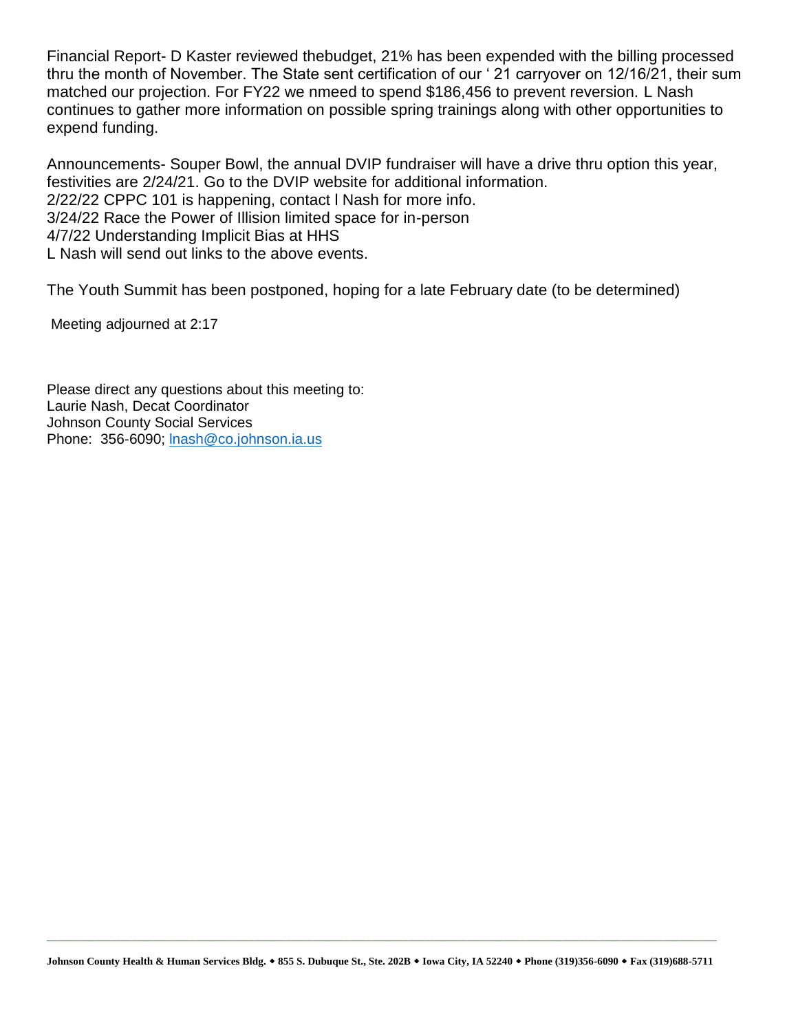Financial Report- D Kaster reviewed thebudget, 21% has been expended with the billing processed thru the month of November. The State sent certification of our ' 21 carryover on 12/16/21, their sum matched our projection. For FY22 we nmeed to spend $186,456 to prevent reversion. L Nash continues to gather more information on possible spring trainings along with other opportunities to expend funding.

Announcements- Souper Bowl, the annual DVIP fundraiser will have a drive thru option this year, festivities are 2/24/21. Go to the DVIP website for additional information.
2/22/22 CPPC 101 is happening, contact l Nash for more info.
3/24/22 Race the Power of Illision limited space for in-person
4/7/22 Understanding Implicit Bias at HHS
L Nash will send out links to the above events.

The Youth Summit has been postponed, hoping for a late February date (to be determined)

Meeting adjourned at 2:17

Please direct any questions about this meeting to:
Laurie Nash, Decat Coordinator
Johnson County Social Services
Phone: 356-6090; lnash@co.johnson.ia.us

**Johnson County Health & Human Services Bldg. ◆ 855 S. Dubuque St., Ste. 202B ◆ Iowa City, IA 52240 ◆ Phone (319)356-6090 ◆ Fax (319)688-5711**